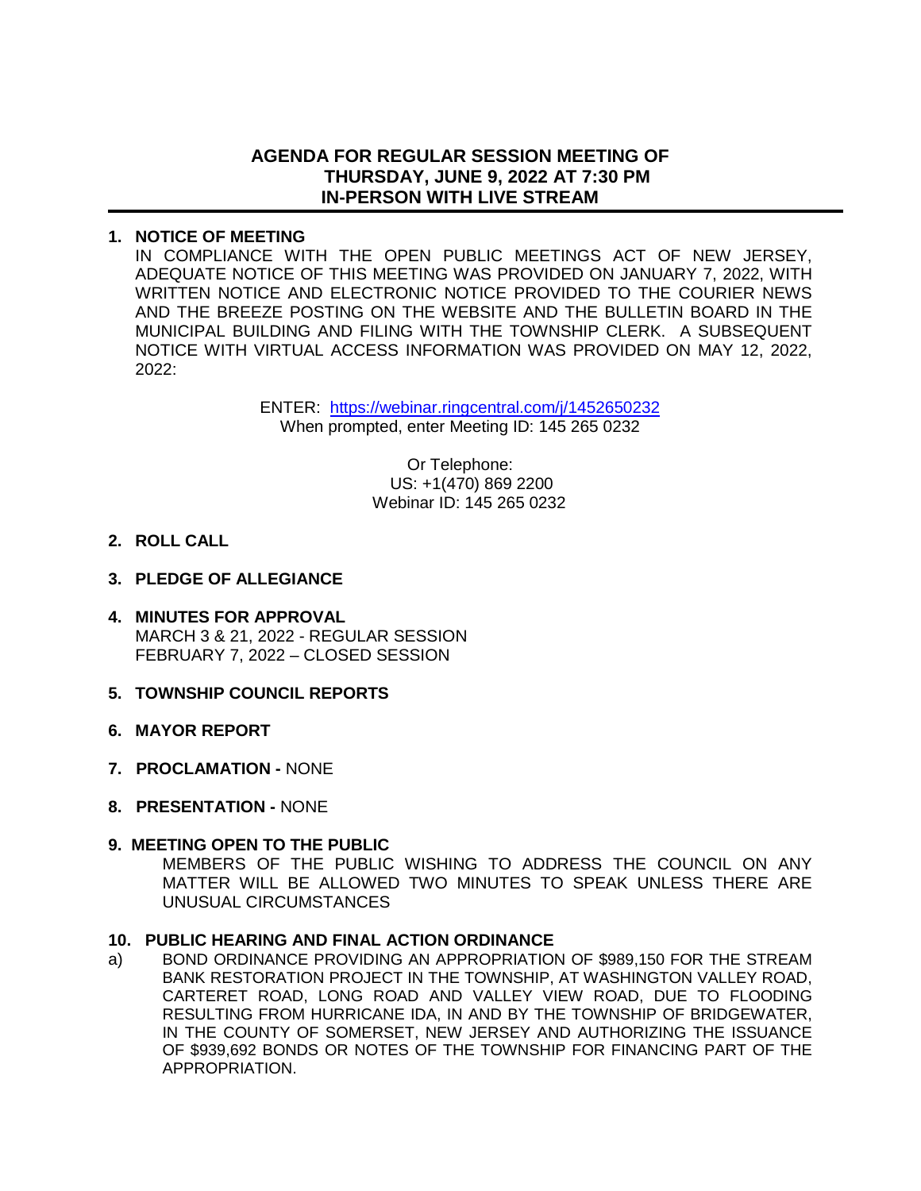# AGENDA FOR REGULAR SESSION MEETING OF THURSDAY, JUNE 9, 2022 AT 7:30 PM IN-PERSON WITH LIVE STREAM

**1. NOTICE OF MEETING**

IN COMPLIANCE WITH THE OPEN PUBLIC MEETINGS ACT OF NEW JERSEY, ADEQUATE NOTICE OF THIS MEETING WAS PROVIDED ON JANUARY 7, 2022, WITH WRITTEN NOTICE AND ELECTRONIC NOTICE PROVIDED TO THE COURIER NEWS AND THE BREEZE POSTING ON THE WEBSITE AND THE BULLETIN BOARD IN THE MUNICIPAL BUILDING AND FILING WITH THE TOWNSHIP CLERK. A SUBSEQUENT NOTICE WITH VIRTUAL ACCESS INFORMATION WAS PROVIDED ON MAY 12, 2022, 2022:

ENTER: https://webinar.ringcentral.com/j/1452650232
When prompted, enter Meeting ID: 145 265 0232

Or Telephone:
US: +1(470) 869 2200
Webinar ID: 145 265 0232

**2. ROLL CALL**

**3. PLEDGE OF ALLEGIANCE**

**4. MINUTES FOR APPROVAL**

MARCH 3 & 21, 2022 - REGULAR SESSION
FEBRUARY 7, 2022 – CLOSED SESSION

**5. TOWNSHIP COUNCIL REPORTS**

**6. MAYOR REPORT**

**7. PROCLAMATION -** NONE

**8. PRESENTATION -** NONE

**9. MEETING OPEN TO THE PUBLIC**

MEMBERS OF THE PUBLIC WISHING TO ADDRESS THE COUNCIL ON ANY MATTER WILL BE ALLOWED TWO MINUTES TO SPEAK UNLESS THERE ARE UNUSUAL CIRCUMSTANCES

**10. PUBLIC HEARING AND FINAL ACTION ORDINANCE**

a) BOND ORDINANCE PROVIDING AN APPROPRIATION OF $989,150 FOR THE STREAM BANK RESTORATION PROJECT IN THE TOWNSHIP, AT WASHINGTON VALLEY ROAD, CARTERET ROAD, LONG ROAD AND VALLEY VIEW ROAD, DUE TO FLOODING RESULTING FROM HURRICANE IDA, IN AND BY THE TOWNSHIP OF BRIDGEWATER, IN THE COUNTY OF SOMERSET, NEW JERSEY AND AUTHORIZING THE ISSUANCE OF $939,692 BONDS OR NOTES OF THE TOWNSHIP FOR FINANCING PART OF THE APPROPRIATION.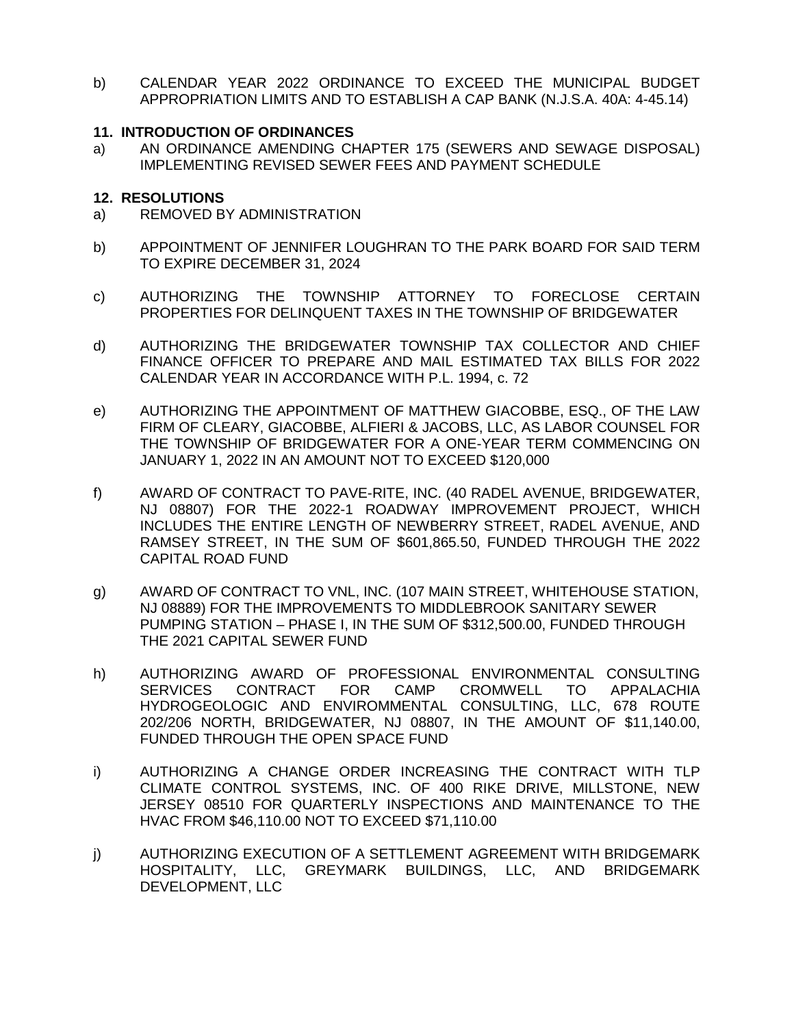b) CALENDAR YEAR 2022 ORDINANCE TO EXCEED THE MUNICIPAL BUDGET APPROPRIATION LIMITS AND TO ESTABLISH A CAP BANK (N.J.S.A. 40A: 4-45.14)

**11. INTRODUCTION OF ORDINANCES**

a) AN ORDINANCE AMENDING CHAPTER 175 (SEWERS AND SEWAGE DISPOSAL) IMPLEMENTING REVISED SEWER FEES AND PAYMENT SCHEDULE

**12. RESOLUTIONS**

a) REMOVED BY ADMINISTRATION

b) APPOINTMENT OF JENNIFER LOUGHRAN TO THE PARK BOARD FOR SAID TERM TO EXPIRE DECEMBER 31, 2024

c) AUTHORIZING THE TOWNSHIP ATTORNEY TO FORECLOSE CERTAIN PROPERTIES FOR DELINQUENT TAXES IN THE TOWNSHIP OF BRIDGEWATER

d) AUTHORIZING THE BRIDGEWATER TOWNSHIP TAX COLLECTOR AND CHIEF FINANCE OFFICER TO PREPARE AND MAIL ESTIMATED TAX BILLS FOR 2022 CALENDAR YEAR IN ACCORDANCE WITH P.L. 1994, c. 72

e) AUTHORIZING THE APPOINTMENT OF MATTHEW GIACOBBE, ESQ., OF THE LAW FIRM OF CLEARY, GIACOBBE, ALFIERI & JACOBS, LLC, AS LABOR COUNSEL FOR THE TOWNSHIP OF BRIDGEWATER FOR A ONE-YEAR TERM COMMENCING ON JANUARY 1, 2022 IN AN AMOUNT NOT TO EXCEED $120,000

f) AWARD OF CONTRACT TO PAVE-RITE, INC. (40 RADEL AVENUE, BRIDGEWATER, NJ 08807) FOR THE 2022-1 ROADWAY IMPROVEMENT PROJECT, WHICH INCLUDES THE ENTIRE LENGTH OF NEWBERRY STREET, RADEL AVENUE, AND RAMSEY STREET, IN THE SUM OF $601,865.50, FUNDED THROUGH THE 2022 CAPITAL ROAD FUND

g) AWARD OF CONTRACT TO VNL, INC. (107 MAIN STREET, WHITEHOUSE STATION, NJ 08889) FOR THE IMPROVEMENTS TO MIDDLEBROOK SANITARY SEWER PUMPING STATION – PHASE I, IN THE SUM OF $312,500.00, FUNDED THROUGH THE 2021 CAPITAL SEWER FUND

h) AUTHORIZING AWARD OF PROFESSIONAL ENVIRONMENTAL CONSULTING SERVICES CONTRACT FOR CAMP CROMWELL TO APPALACHIA HYDROGEOLOGIC AND ENVIROMMENTAL CONSULTING, LLC, 678 ROUTE 202/206 NORTH, BRIDGEWATER, NJ 08807, IN THE AMOUNT OF $11,140.00, FUNDED THROUGH THE OPEN SPACE FUND

i) AUTHORIZING A CHANGE ORDER INCREASING THE CONTRACT WITH TLP CLIMATE CONTROL SYSTEMS, INC. OF 400 RIKE DRIVE, MILLSTONE, NEW JERSEY 08510 FOR QUARTERLY INSPECTIONS AND MAINTENANCE TO THE HVAC FROM $46,110.00 NOT TO EXCEED $71,110.00

j) AUTHORIZING EXECUTION OF A SETTLEMENT AGREEMENT WITH BRIDGEMARK HOSPITALITY, LLC, GREYMARK BUILDINGS, LLC, AND BRIDGEMARK DEVELOPMENT, LLC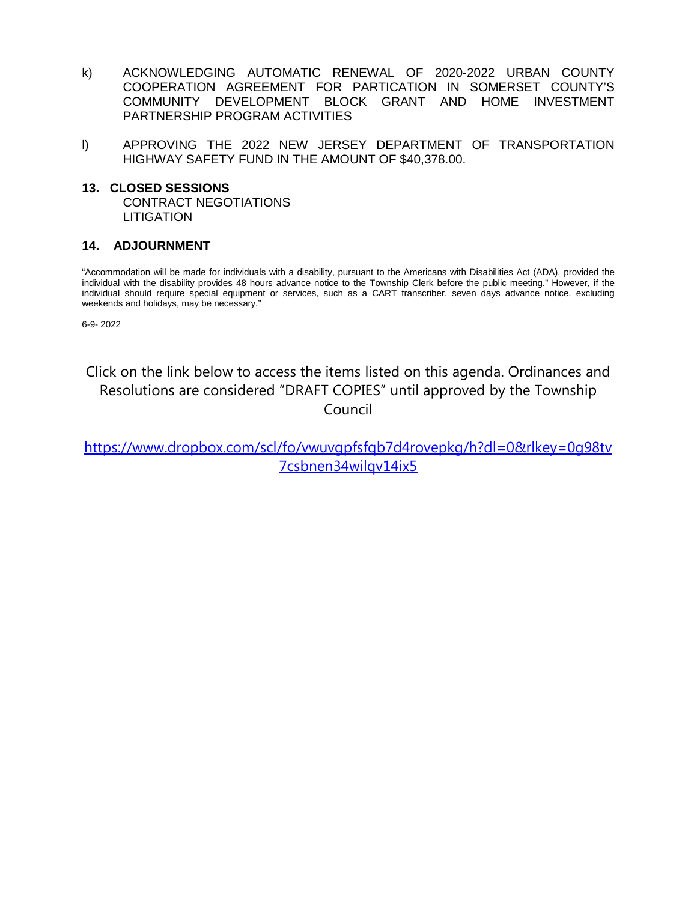k) ACKNOWLEDGING AUTOMATIC RENEWAL OF 2020-2022 URBAN COUNTY COOPERATION AGREEMENT FOR PARTICATION IN SOMERSET COUNTY'S COMMUNITY DEVELOPMENT BLOCK GRANT AND HOME INVESTMENT PARTNERSHIP PROGRAM ACTIVITIES

l) APPROVING THE 2022 NEW JERSEY DEPARTMENT OF TRANSPORTATION HIGHWAY SAFETY FUND IN THE AMOUNT OF $40,378.00.

**13. CLOSED SESSIONS**

CONTRACT NEGOTIATIONS
LITIGATION

**14. ADJOURNMENT**

"Accommodation will be made for individuals with a disability, pursuant to the Americans with Disabilities Act (ADA), provided the individual with the disability provides 48 hours advance notice to the Township Clerk before the public meeting." However, if the individual should require special equipment or services, such as a CART transcriber, seven days advance notice, excluding weekends and holidays, may be necessary."

6-9- 2022

Click on the link below to access the items listed on this agenda. Ordinances and Resolutions are considered "DRAFT COPIES" until approved by the Township Council

https://www.dropbox.com/scl/fo/vwuvgpfsfqb7d4rovepkg/h?dl=0&rlkey=0g98tv7csbnen34wilqv14ix5